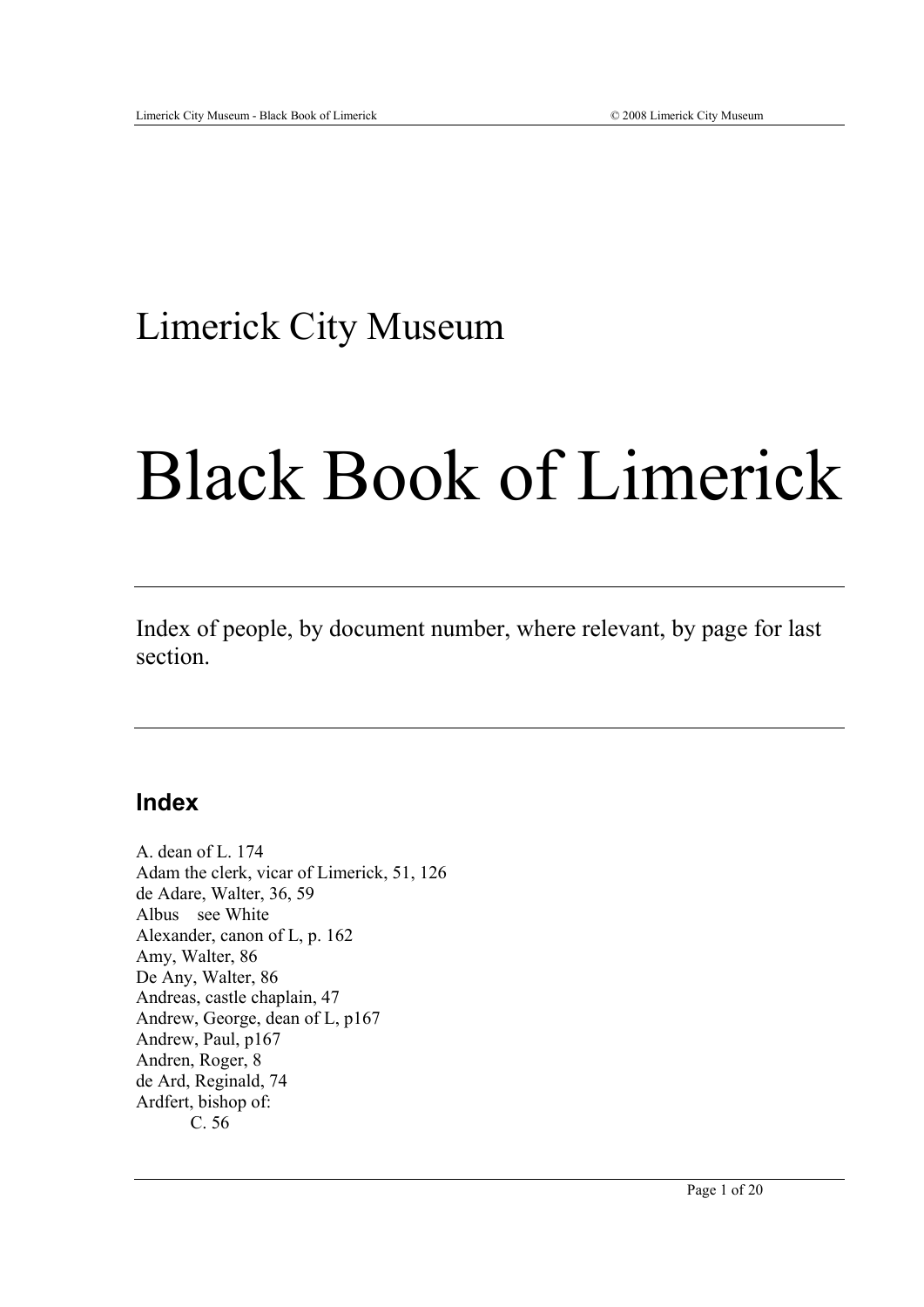# Limerick City Museum

# Black Book of Limerick

Index of people, by document number, where relevant, by page for last section.

## Index

A. dean of L. 174
Adam the clerk, vicar of Limerick, 51, 126
de Adare, Walter, 36, 59
Albus see White
Alexander, canon of L, p. 162
Amy, Walter, 86
De Any, Walter, 86
Andreas, castle chaplain, 47
Andrew, George, dean of L, p167
Andrew, Paul, p167
Andren, Roger, 8
de Ard, Reginald, 74
Ardfert, bishop of:
    C. 56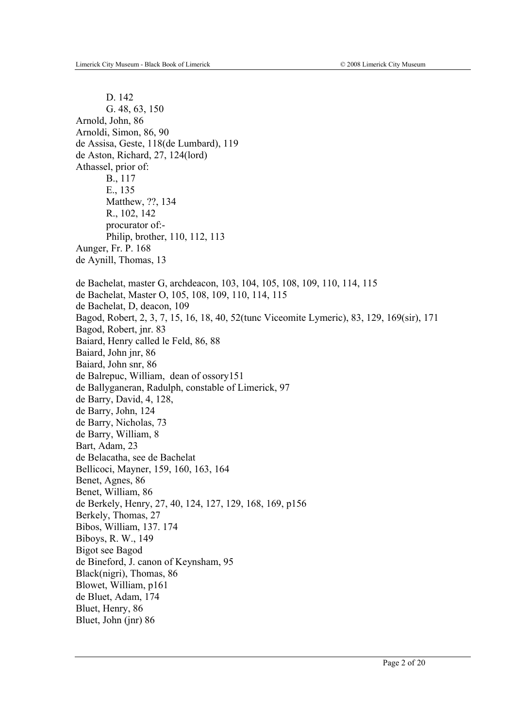D. 142
G. 48, 63, 150

Arnold, John, 86
Arnoldi, Simon, 86, 90
de Assisa, Geste, 118(de Lumbard), 119
de Aston, Richard, 27, 124(lord)
Athassel, prior of:

B., 117
E., 135
Matthew, ??, 134
R., 102, 142
procurator of:-
Philip, brother, 110, 112, 113

Aunger, Fr. P. 168
de Aynill, Thomas, 13

de Bachelat, master G, archdeacon, 103, 104, 105, 108, 109, 110, 114, 115
de Bachelat, Master O, 105, 108, 109, 110, 114, 115
de Bachelat, D, deacon, 109
Bagod, Robert, 2, 3, 7, 15, 16, 18, 40, 52(tunc Viceomite Lymeric), 83, 129, 169(sir), 171
Bagod, Robert, jnr. 83
Baiard, Henry called le Feld, 86, 88
Baiard, John jnr, 86
Baiard, John snr, 86
de Balrepuc, William, dean of ossory151
de Ballyganeran, Radulph, constable of Limerick, 97
de Barry, David, 4, 128,
de Barry, John, 124
de Barry, Nicholas, 73
de Barry, William, 8
Bart, Adam, 23
de Belacatha, see de Bachelat
Bellicoci, Mayner, 159, 160, 163, 164
Benet, Agnes, 86
Benet, William, 86
de Berkely, Henry, 27, 40, 124, 127, 129, 168, 169, p156
Berkely, Thomas, 27
Bibos, William, 137. 174
Biboys, R. W., 149
Bigot see Bagod
de Bineford, J. canon of Keynsham, 95
Black(nigri), Thomas, 86
Blowet, William, p161
de Bluet, Adam, 174
Bluet, Henry, 86
Bluet, John (jnr) 86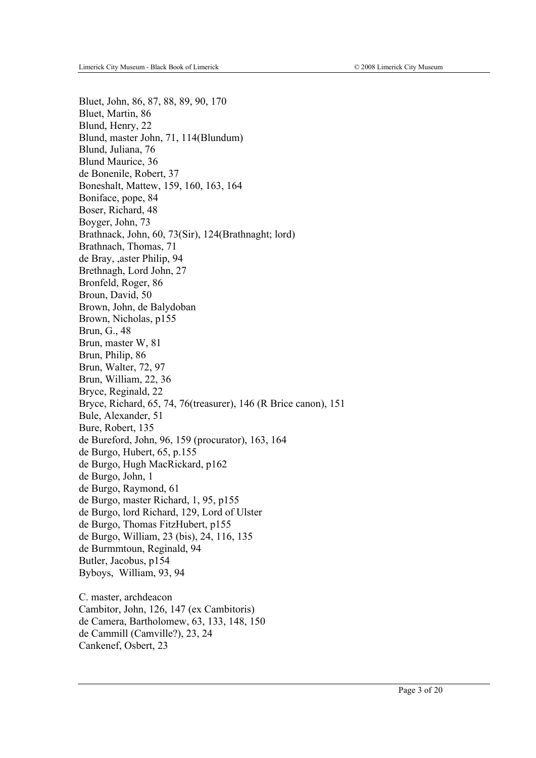Bluet, John, 86, 87, 88, 89, 90, 170
Bluet, Martin, 86
Blund, Henry, 22
Blund, master John, 71, 114(Blundum)
Blund, Juliana, 76
Blund Maurice, 36
de Bonenile, Robert, 37
Boneshalt, Mattew, 159, 160, 163, 164
Boniface, pope, 84
Boser, Richard, 48
Boyger, John, 73
Brathnack, John, 60, 73(Sir), 124(Brathnaght; lord)
Brathnach, Thomas, 71
de Bray, ,aster Philip, 94
Brethnagh, Lord John, 27
Bronfeld, Roger, 86
Broun, David, 50
Brown, John, de Balydoban
Brown, Nicholas, p155
Brun, G., 48
Brun, master W, 81
Brun, Philip, 86
Brun, Walter, 72, 97
Brun, William, 22, 36
Bryce, Reginald, 22
Bryce, Richard, 65, 74, 76(treasurer), 146 (R Brice canon), 151
Bule, Alexander, 51
Bure, Robert, 135
de Bureford, John, 96, 159 (procurator), 163, 164
de Burgo, Hubert, 65, p.155
de Burgo, Hugh MacRickard, p162
de Burgo, John, 1
de Burgo, Raymond, 61
de Burgo, master Richard, 1, 95, p155
de Burgo, lord Richard, 129, Lord of Ulster
de Burgo, Thomas FitzHubert, p155
de Burgo, William, 23 (bis), 24, 116, 135
de Burmmtoun, Reginald, 94
Butler, Jacobus, p154
Byboys, William, 93, 94

C. master, archdeacon
Cambitor, John, 126, 147 (ex Cambitoris)
de Camera, Bartholomew, 63, 133, 148, 150
de Cammill (Camville?), 23, 24
Cankenef, Osbert, 23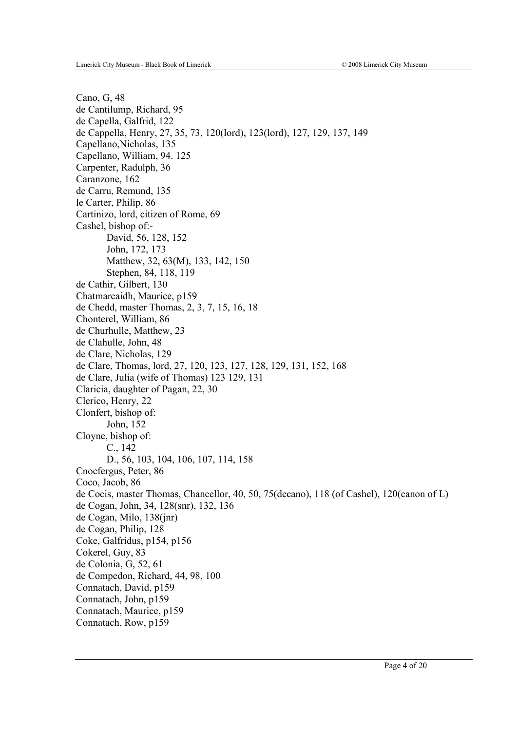Cano, G, 48
de Cantilump, Richard, 95
de Capella, Galfrid, 122
de Cappella, Henry, 27, 35, 73, 120(lord), 123(lord), 127, 129, 137, 149
Capellano,Nicholas, 135
Capellano, William, 94. 125
Carpenter, Radulph, 36
Caranzone, 162
de Carru, Remund, 135
le Carter, Philip, 86
Cartinizo, lord, citizen of Rome, 69
Cashel, bishop of:-

- David, 56, 128, 152
- John, 172, 173
- Matthew, 32, 63(M), 133, 142, 150
- Stephen, 84, 118, 119

de Cathir, Gilbert, 130
Chatmarcaidh, Maurice, p159
de Chedd, master Thomas, 2, 3, 7, 15, 16, 18
Chonterel, William, 86
de Churhulle, Matthew, 23
de Clahulle, John, 48
de Clare, Nicholas, 129
de Clare, Thomas, lord, 27, 120, 123, 127, 128, 129, 131, 152, 168
de Clare, Julia (wife of Thomas) 123 129, 131
Claricia, daughter of Pagan, 22, 30
Clerico, Henry, 22
Clonfert, bishop of:

- John, 152

Cloyne, bishop of:

- C., 142
- D., 56, 103, 104, 106, 107, 114, 158

Cnocfergus, Peter, 86
Coco, Jacob, 86
de Cocis, master Thomas, Chancellor, 40, 50, 75(decano), 118 (of Cashel), 120(canon of L)
de Cogan, John, 34, 128(snr), 132, 136
de Cogan, Milo, 138(jnr)
de Cogan, Philip, 128
Coke, Galfridus, p154, p156
Cokerel, Guy, 83
de Colonia, G, 52, 61
de Compedon, Richard, 44, 98, 100
Connatach, David, p159
Connatach, John, p159
Connatach, Maurice, p159
Connatach, Row, p159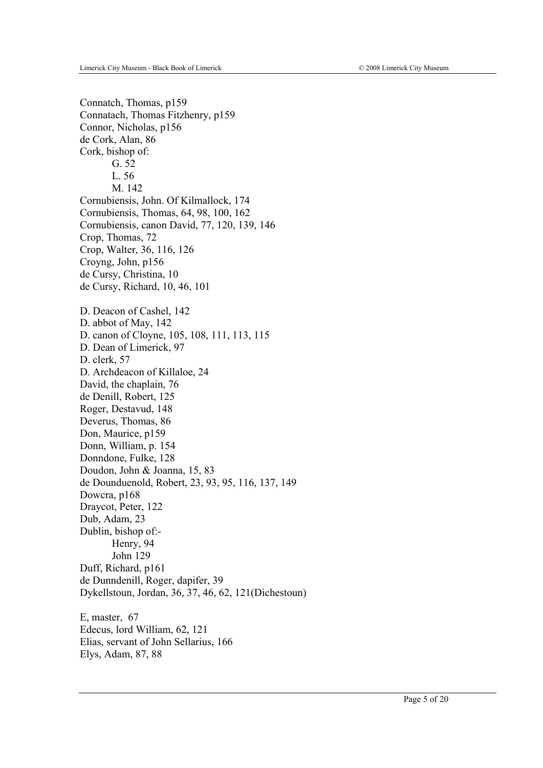Connatch, Thomas, p159
Connatach, Thomas Fitzhenry, p159
Connor, Nicholas, p156
de Cork, Alan, 86
Cork, bishop of:
    G. 52
    L. 56
    M. 142
Cornubiensis, John. Of Kilmallock, 174
Cornubiensis, Thomas, 64, 98, 100, 162
Cornubiensis, canon David, 77, 120, 139, 146
Crop, Thomas, 72
Crop, Walter, 36, 116, 126
Croyng, John, p156
de Cursy, Christina, 10
de Cursy, Richard, 10, 46, 101

D. Deacon of Cashel, 142
D. abbot of May, 142
D. canon of Cloyne, 105, 108, 111, 113, 115
D. Dean of Limerick, 97
D. clerk, 57
D. Archdeacon of Killaloe, 24
David, the chaplain, 76
de Denill, Robert, 125
Roger, Destavud, 148
Deverus, Thomas, 86
Don, Maurice, p159
Donn, William, p. 154
Donndone, Fulke, 128
Doudon, John & Joanna, 15, 83
de Dounduenold, Robert, 23, 93, 95, 116, 137, 149
Dowcra, p168
Draycot, Peter, 122
Dub, Adam, 23
Dublin, bishop of:-
    Henry, 94
    John 129
Duff, Richard, p161
de Dunndenill, Roger, dapifer, 39
Dykellstoun, Jordan, 36, 37, 46, 62, 121(Dichestoun)

E, master, 67
Edecus, lord William, 62, 121
Elias, servant of John Sellarius, 166
Elys, Adam, 87, 88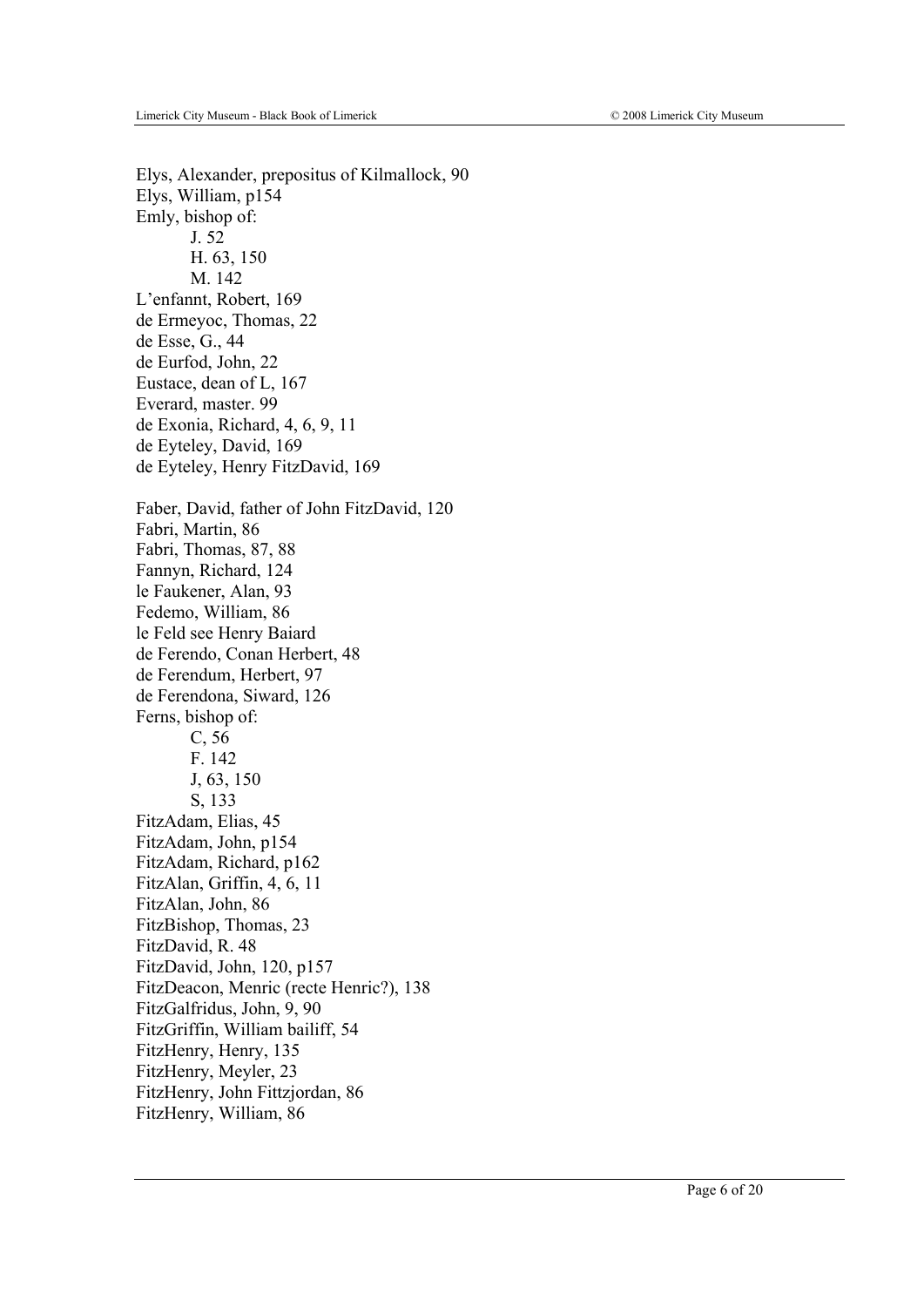Elys, Alexander, prepositus of Kilmallock, 90
Elys, William, p154
Emly, bishop of:
  J. 52
  H. 63, 150
  M. 142
L'enfannt, Robert, 169
de Ermeyoc, Thomas, 22
de Esse, G., 44
de Eurfod, John, 22
Eustace, dean of L, 167
Everard, master. 99
de Exonia, Richard, 4, 6, 9, 11
de Eyteley, David, 169
de Eyteley, Henry FitzDavid, 169

Faber, David, father of John FitzDavid, 120
Fabri, Martin, 86
Fabri, Thomas, 87, 88
Fannyn, Richard, 124
le Faukener, Alan, 93
Fedemo, William, 86
le Feld see Henry Baiard
de Ferendo, Conan Herbert, 48
de Ferendum, Herbert, 97
de Ferendona, Siward, 126
Ferns, bishop of:
  C, 56
  F. 142
  J, 63, 150
  S, 133
FitzAdam, Elias, 45
FitzAdam, John, p154
FitzAdam, Richard, p162
FitzAlan, Griffin, 4, 6, 11
FitzAlan, John, 86
FitzBishop, Thomas, 23
FitzDavid, R. 48
FitzDavid, John, 120, p157
FitzDeacon, Menric (recte Henric?), 138
FitzGalfridus, John, 9, 90
FitzGriffin, William bailiff, 54
FitzHenry, Henry, 135
FitzHenry, Meyler, 23
FitzHenry, John Fittzjordan, 86
FitzHenry, William, 86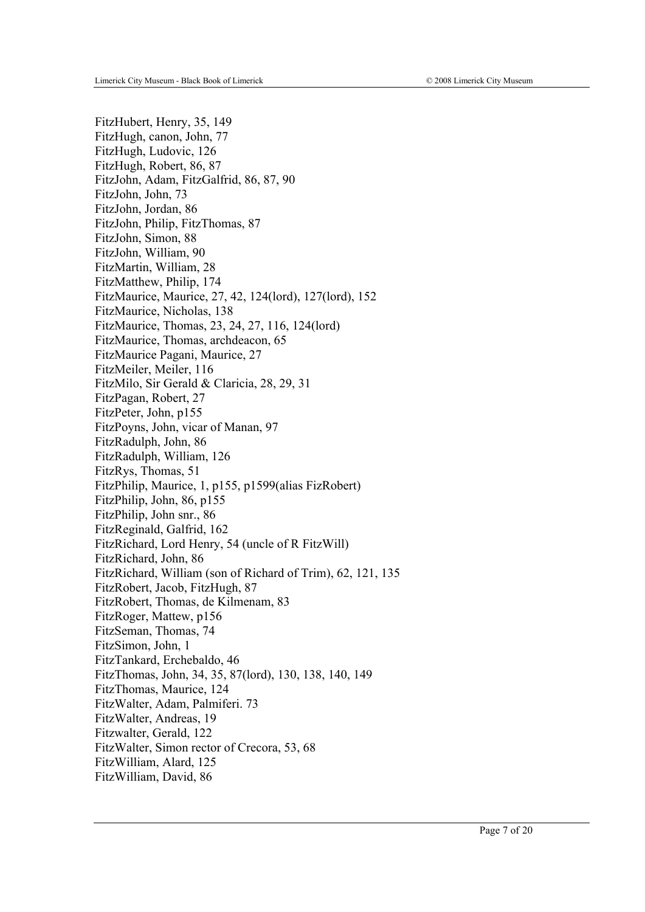FitzHubert, Henry, 35, 149
FitzHugh, canon, John, 77
FitzHugh, Ludovic, 126
FitzHugh, Robert, 86, 87
FitzJohn, Adam, FitzGalfrid, 86, 87, 90
FitzJohn, John, 73
FitzJohn, Jordan, 86
FitzJohn, Philip, FitzThomas, 87
FitzJohn, Simon, 88
FitzJohn, William, 90
FitzMartin, William, 28
FitzMatthew, Philip, 174
FitzMaurice, Maurice, 27, 42, 124(lord), 127(lord), 152
FitzMaurice, Nicholas, 138
FitzMaurice, Thomas, 23, 24, 27, 116, 124(lord)
FitzMaurice, Thomas, archdeacon, 65
FitzMaurice Pagani, Maurice, 27
FitzMeiler, Meiler, 116
FitzMilo, Sir Gerald & Claricia, 28, 29, 31
FitzPagan, Robert, 27
FitzPeter, John, p155
FitzPoyns, John, vicar of Manan, 97
FitzRadulph, John, 86
FitzRadulph, William, 126
FitzRys, Thomas, 51
FitzPhilip, Maurice, 1, p155, p1599(alias FizRobert)
FitzPhilip, John, 86, p155
FitzPhilip, John snr., 86
FitzReginald, Galfrid, 162
FitzRichard, Lord Henry, 54 (uncle of R FitzWill)
FitzRichard, John, 86
FitzRichard, William (son of Richard of Trim), 62, 121, 135
FitzRobert, Jacob, FitzHugh, 87
FitzRobert, Thomas, de Kilmenam, 83
FitzRoger, Mattew, p156
FitzSeman, Thomas, 74
FitzSimon, John, 1
FitzTankard, Erchebaldo, 46
FitzThomas, John, 34, 35, 87(lord), 130, 138, 140, 149
FitzThomas, Maurice, 124
FitzWalter, Adam, Palmiferi. 73
FitzWalter, Andreas, 19
Fitzwalter, Gerald, 122
FitzWalter, Simon rector of Crecora, 53, 68
FitzWilliam, Alard, 125
FitzWilliam, David, 86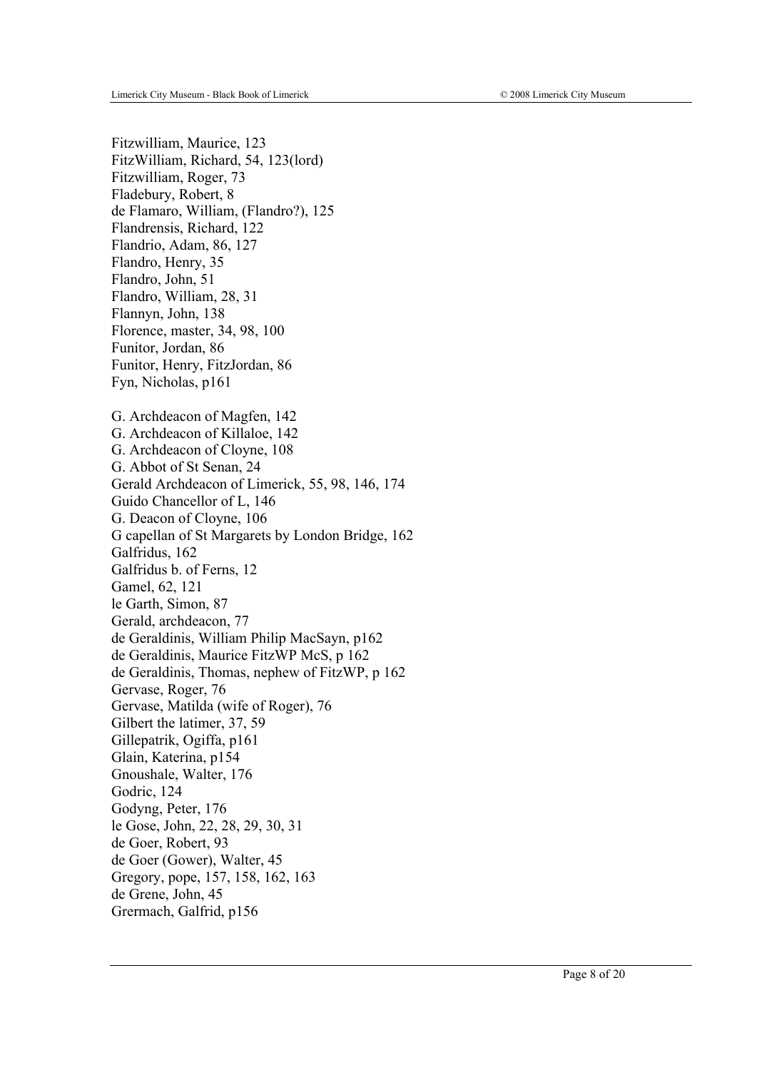Fitzwilliam, Maurice, 123
FitzWilliam, Richard, 54, 123(lord)
Fitzwilliam, Roger, 73
Fladebury, Robert, 8
de Flamaro, William, (Flandro?), 125
Flandrensis, Richard, 122
Flandrio, Adam, 86, 127
Flandro, Henry, 35
Flandro, John, 51
Flandro, William, 28, 31
Flannyn, John, 138
Florence, master, 34, 98, 100
Funitor, Jordan, 86
Funitor, Henry, FitzJordan, 86
Fyn, Nicholas, p161

G. Archdeacon of Magfen, 142
G. Archdeacon of Killaloe, 142
G. Archdeacon of Cloyne, 108
G. Abbot of St Senan, 24
Gerald Archdeacon of Limerick, 55, 98, 146, 174
Guido Chancellor of L, 146
G. Deacon of Cloyne, 106
G capellan of St Margarets by London Bridge, 162
Galfridus, 162
Galfridus b. of Ferns, 12
Gamel, 62, 121
le Garth, Simon, 87
Gerald, archdeacon, 77
de Geraldinis, William Philip MacSayn, p162
de Geraldinis, Maurice FitzWP McS, p 162
de Geraldinis, Thomas, nephew of FitzWP, p 162
Gervase, Roger, 76
Gervase, Matilda (wife of Roger), 76
Gilbert the latimer, 37, 59
Gillepatrik, Ogiffa, p161
Glain, Katerina, p154
Gnoushale, Walter, 176
Godric, 124
Godyng, Peter, 176
le Gose, John, 22, 28, 29, 30, 31
de Goer, Robert, 93
de Goer (Gower), Walter, 45
Gregory, pope, 157, 158, 162, 163
de Grene, John, 45
Grermach, Galfrid, p156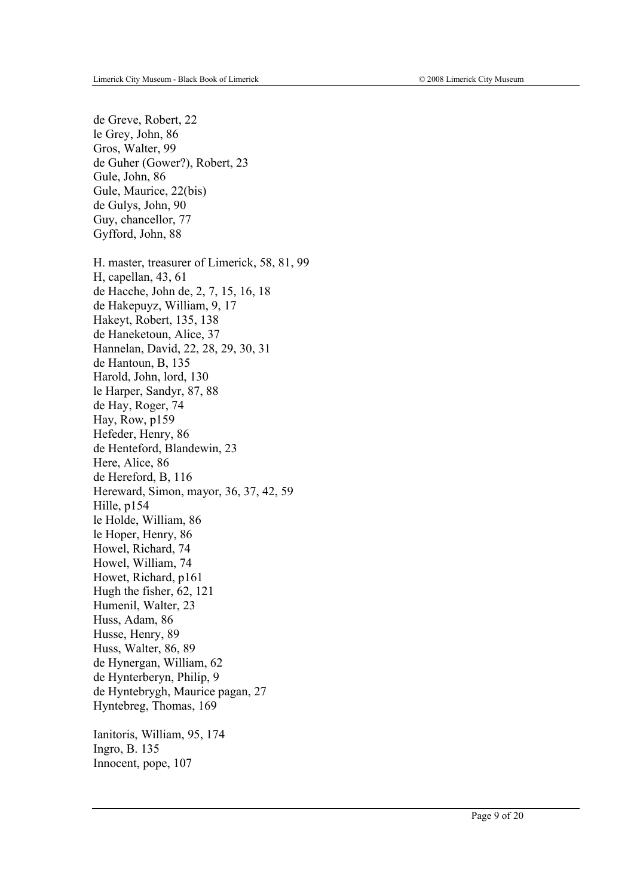de Greve, Robert, 22
le Grey, John, 86
Gros, Walter, 99
de Guher (Gower?), Robert, 23
Gule, John, 86
Gule, Maurice, 22(bis)
de Gulys, John, 90
Guy, chancellor, 77
Gyfford, John, 88

H. master, treasurer of Limerick, 58, 81, 99
H, capellan, 43, 61
de Hacche, John de, 2, 7, 15, 16, 18
de Hakepuyz, William, 9, 17
Hakeyt, Robert, 135, 138
de Haneketoun, Alice, 37
Hannelan, David, 22, 28, 29, 30, 31
de Hantoun, B, 135
Harold, John, lord, 130
le Harper, Sandyr, 87, 88
de Hay, Roger, 74
Hay, Row, p159
Hefeder, Henry, 86
de Henteford, Blandewin, 23
Here, Alice, 86
de Hereford, B, 116
Hereward, Simon, mayor, 36, 37, 42, 59
Hille, p154
le Holde, William, 86
le Hoper, Henry, 86
Howel, Richard, 74
Howel, William, 74
Howet, Richard, p161
Hugh the fisher, 62, 121
Humenil, Walter, 23
Huss, Adam, 86
Husse, Henry, 89
Huss, Walter, 86, 89
de Hynergan, William, 62
de Hynterberyn, Philip, 9
de Hyntebrygh, Maurice pagan, 27
Hyntebreg, Thomas, 169

Ianitoris, William, 95, 174
Ingro, B. 135
Innocent, pope, 107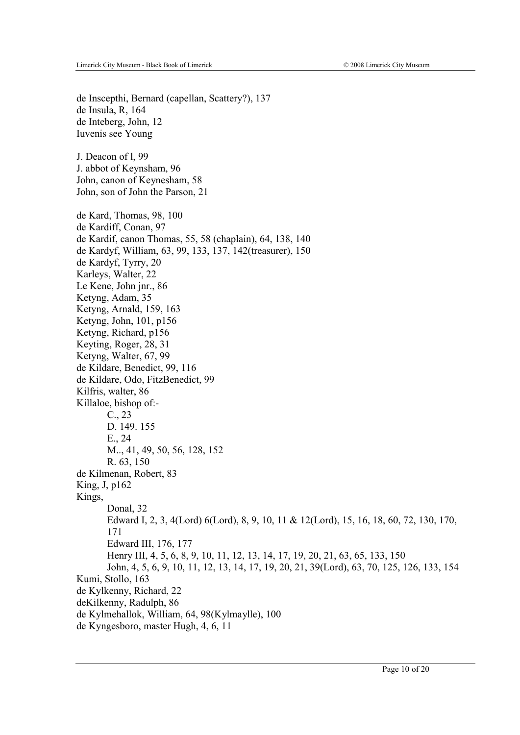de Inscepthi, Bernard (capellan, Scattery?), 137
de Insula, R, 164
de Inteberg, John, 12
Iuvenis see Young

J. Deacon of l, 99
J. abbot of Keynsham, 96
John, canon of Keynesham, 58
John, son of John the Parson, 21

de Kard, Thomas, 98, 100
de Kardiff, Conan, 97
de Kardif, canon Thomas, 55, 58 (chaplain), 64, 138, 140
de Kardyf, William, 63, 99, 133, 137, 142(treasurer), 150
de Kardyf, Tyrry, 20
Karleys, Walter, 22
Le Kene, John jnr., 86
Ketyng, Adam, 35
Ketyng, Arnald, 159, 163
Ketyng, John, 101, p156
Ketyng, Richard, p156
Keyting, Roger, 28, 31
Ketyng, Walter, 67, 99
de Kildare, Benedict, 99, 116
de Kildare, Odo, FitzBenedict, 99
Kilfris, walter, 86
Killaloe, bishop of:-

- C., 23
- D. 149. 155
- E., 24
- M.., 41, 49, 50, 56, 128, 152
- R. 63, 150

de Kilmenan, Robert, 83
King, J, p162
Kings,

- Donal, 32
- Edward I, 2, 3, 4(Lord) 6(Lord), 8, 9, 10, 11 & 12(Lord), 15, 16, 18, 60, 72, 130, 170, 171
- Edward III, 176, 177
- Henry III, 4, 5, 6, 8, 9, 10, 11, 12, 13, 14, 17, 19, 20, 21, 63, 65, 133, 150
- John, 4, 5, 6, 9, 10, 11, 12, 13, 14, 17, 19, 20, 21, 39(Lord), 63, 70, 125, 126, 133, 154

Kumi, Stollo, 163
de Kylkenny, Richard, 22
deKilkenny, Radulph, 86
de Kylmehallok, William, 64, 98(Kylmaylle), 100
de Kyngesboro, master Hugh, 4, 6, 11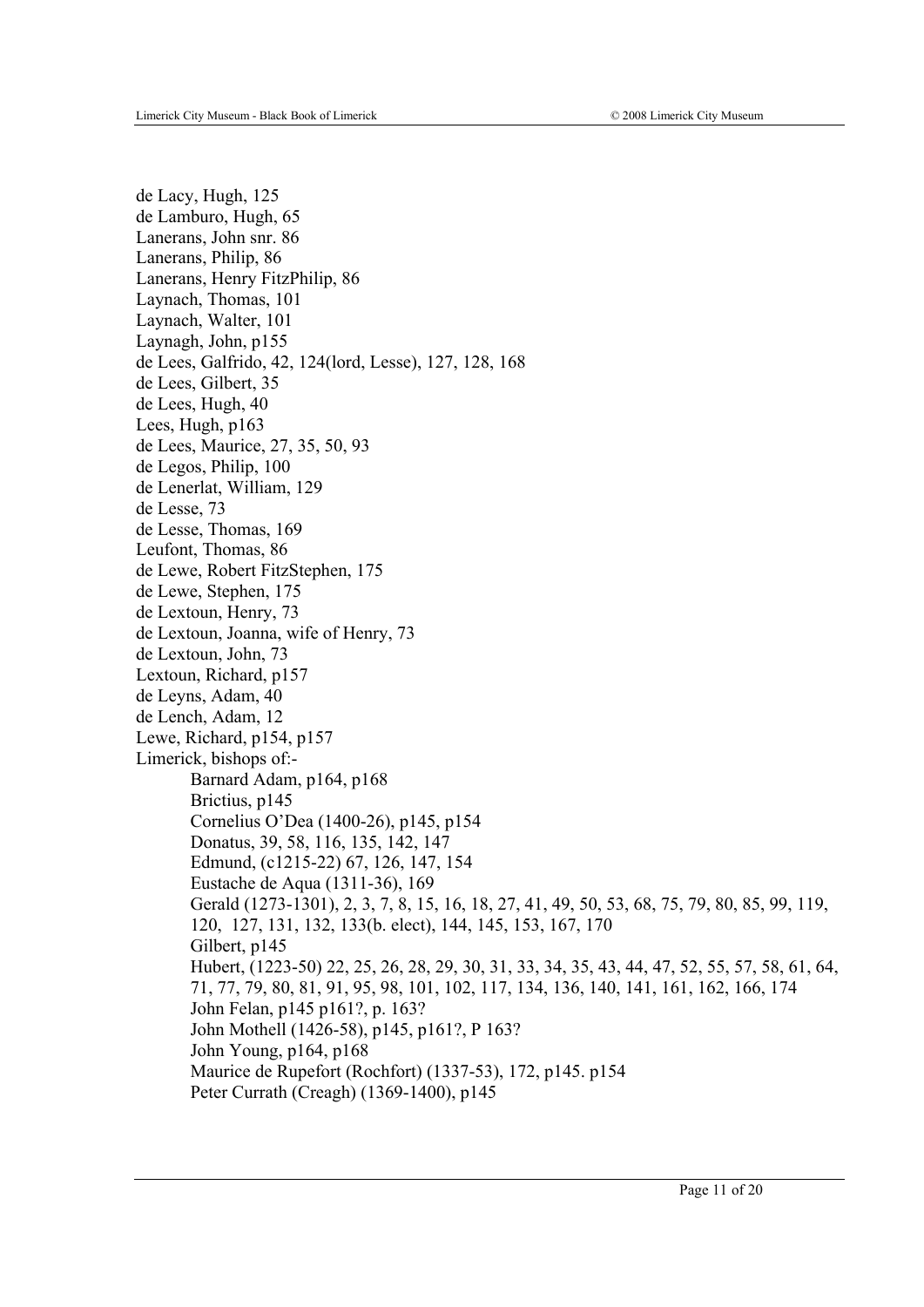de Lacy, Hugh, 125
de Lamburo, Hugh, 65
Lanerans, John snr. 86
Lanerans, Philip, 86
Lanerans, Henry FitzPhilip, 86
Laynach, Thomas, 101
Laynach, Walter, 101
Laynagh, John, p155
de Lees, Galfrido, 42, 124(lord, Lesse), 127, 128, 168
de Lees, Gilbert, 35
de Lees, Hugh, 40
Lees, Hugh, p163
de Lees, Maurice, 27, 35, 50, 93
de Legos, Philip, 100
de Lenerlat, William, 129
de Lesse, 73
de Lesse, Thomas, 169
Leufont, Thomas, 86
de Lewe, Robert FitzStephen, 175
de Lewe, Stephen, 175
de Lextoun, Henry, 73
de Lextoun, Joanna, wife of Henry, 73
de Lextoun, John, 73
Lextoun, Richard, p157
de Leyns, Adam, 40
de Lench, Adam, 12
Lewe, Richard, p154, p157
Limerick, bishops of:-

- Barnard Adam, p164, p168
- Brictius, p145
- Cornelius O'Dea (1400-26), p145, p154
- Donatus, 39, 58, 116, 135, 142, 147
- Edmund, (c1215-22) 67, 126, 147, 154
- Eustache de Aqua (1311-36), 169
- Gerald (1273-1301), 2, 3, 7, 8, 15, 16, 18, 27, 41, 49, 50, 53, 68, 75, 79, 80, 85, 99, 119, 120, 127, 131, 132, 133(b. elect), 144, 145, 153, 167, 170
- Gilbert, p145
- Hubert, (1223-50) 22, 25, 26, 28, 29, 30, 31, 33, 34, 35, 43, 44, 47, 52, 55, 57, 58, 61, 64, 71, 77, 79, 80, 81, 91, 95, 98, 101, 102, 117, 134, 136, 140, 141, 161, 162, 166, 174
- John Felan, p145 p161?, p. 163?
- John Mothell (1426-58), p145, p161?, P 163?
- John Young, p164, p168
- Maurice de Rupefort (Rochfort) (1337-53), 172, p145. p154
- Peter Currath (Creagh) (1369-1400), p145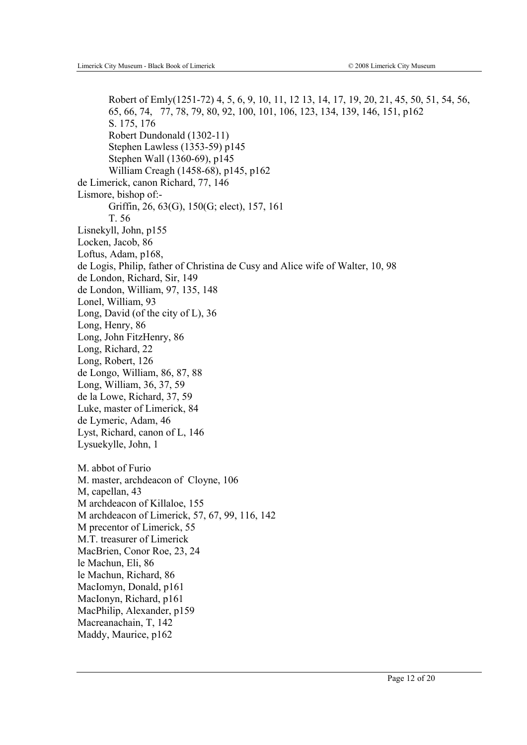Robert of Emly(1251-72) 4, 5, 6, 9, 10, 11, 12 13, 14, 17, 19, 20, 21, 45, 50, 51, 54, 56, 65, 66, 74, 77, 78, 79, 80, 92, 100, 101, 106, 123, 134, 139, 146, 151, p162
S. 175, 176
Robert Dundonald (1302-11)
Stephen Lawless (1353-59) p145
Stephen Wall (1360-69), p145
William Creagh (1458-68), p145, p162

de Limerick, canon Richard, 77, 146

Lismore, bishop of:-
Griffin, 26, 63(G), 150(G; elect), 157, 161
T. 56

Lisnekyll, John, p155

Locken, Jacob, 86

Loftus, Adam, p168,

de Logis, Philip, father of Christina de Cusy and Alice wife of Walter, 10, 98

de London, Richard, Sir, 149

de London, William, 97, 135, 148

Lonel, William, 93

Long, David (of the city of L), 36

Long, Henry, 86

Long, John FitzHenry, 86

Long, Richard, 22

Long, Robert, 126

de Longo, William, 86, 87, 88

Long, William, 36, 37, 59

de la Lowe, Richard, 37, 59

Luke, master of Limerick, 84

de Lymeric, Adam, 46

Lyst, Richard, canon of L, 146

Lysuekylle, John, 1

M. abbot of Furio

M. master, archdeacon of Cloyne, 106

M, capellan, 43

M archdeacon of Killaloe, 155

M archdeacon of Limerick, 57, 67, 99, 116, 142

M precentor of Limerick, 55

M.T. treasurer of Limerick

MacBrien, Conor Roe, 23, 24

le Machun, Eli, 86

le Machun, Richard, 86

MacIomyn, Donald, p161

MacIonyn, Richard, p161

MacPhilip, Alexander, p159

Macreanachain, T, 142

Maddy, Maurice, p162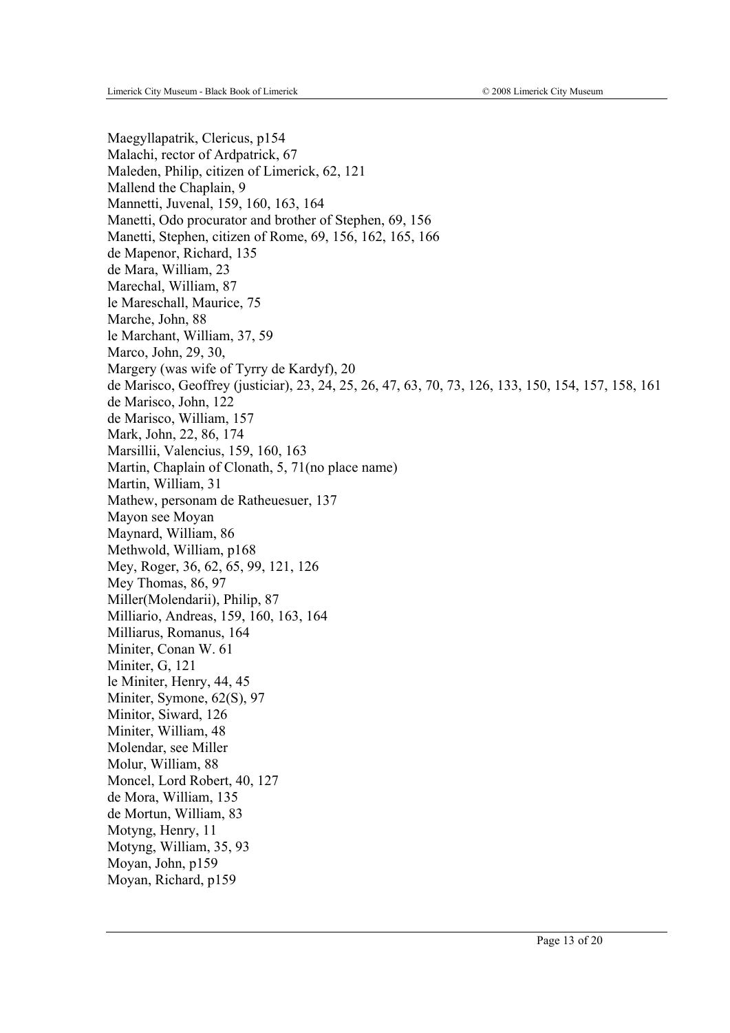Maegyllapatrik, Clericus, p154
Malachi, rector of Ardpatrick, 67
Maleden, Philip, citizen of Limerick, 62, 121
Mallend the Chaplain, 9
Mannetti, Juvenal, 159, 160, 163, 164
Manetti, Odo procurator and brother of Stephen, 69, 156
Manetti, Stephen, citizen of Rome, 69, 156, 162, 165, 166
de Mapenor, Richard, 135
de Mara, William, 23
Marechal, William, 87
le Mareschall, Maurice, 75
Marche, John, 88
le Marchant, William, 37, 59
Marco, John, 29, 30,
Margery (was wife of Tyrry de Kardyf), 20
de Marisco, Geoffrey (justiciar), 23, 24, 25, 26, 47, 63, 70, 73, 126, 133, 150, 154, 157, 158, 161
de Marisco, John, 122
de Marisco, William, 157
Mark, John, 22, 86, 174
Marsillii, Valencius, 159, 160, 163
Martin, Chaplain of Clonath, 5, 71(no place name)
Martin, William, 31
Mathew, personam de Ratheuesuer, 137
Mayon see Moyan
Maynard, William, 86
Methwold, William, p168
Mey, Roger, 36, 62, 65, 99, 121, 126
Mey Thomas, 86, 97
Miller(Molendarii), Philip, 87
Milliario, Andreas, 159, 160, 163, 164
Milliarus, Romanus, 164
Miniter, Conan W. 61
Miniter, G, 121
le Miniter, Henry, 44, 45
Miniter, Symone, 62(S), 97
Minitor, Siward, 126
Miniter, William, 48
Molendar, see Miller
Molur, William, 88
Moncel, Lord Robert, 40, 127
de Mora, William, 135
de Mortun, William, 83
Motyng, Henry, 11
Motyng, William, 35, 93
Moyan, John, p159
Moyan, Richard, p159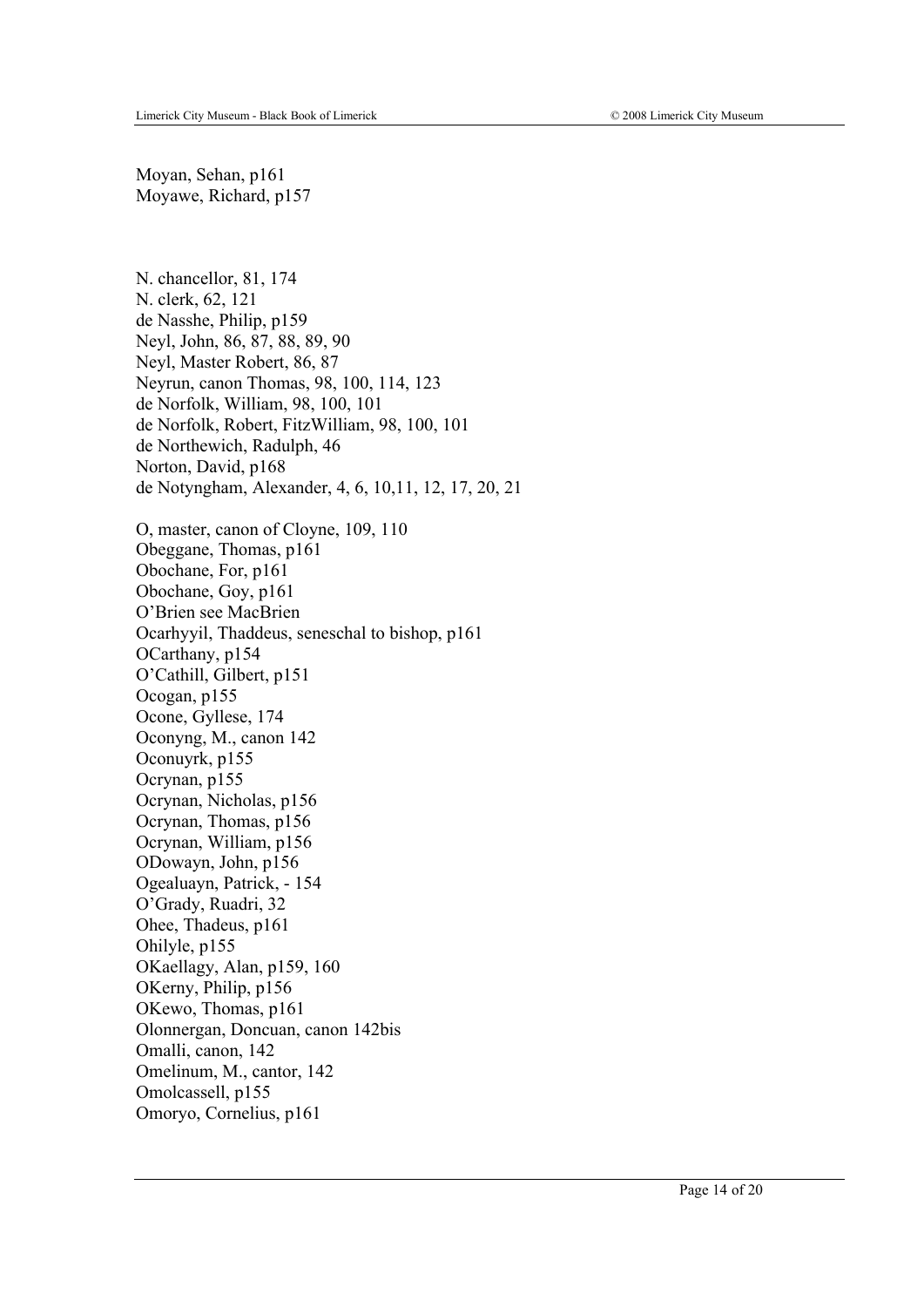Moyan, Sehan, p161  
Moyawe, Richard, p157

N. chancellor, 81, 174  
N. clerk, 62, 121  
de Nasshe, Philip, p159  
Neyl, John, 86, 87, 88, 89, 90  
Neyl, Master Robert, 86, 87  
Neyrun, canon Thomas, 98, 100, 114, 123  
de Norfolk, William, 98, 100, 101  
de Norfolk, Robert, FitzWilliam, 98, 100, 101  
de Northewich, Radulph, 46  
Norton, David, p168  
de Notyngham, Alexander, 4, 6, 10,11, 12, 17, 20, 21

O, master, canon of Cloyne, 109, 110  
Obeggane, Thomas, p161  
Obochane, For, p161  
Obochane, Goy, p161  
O'Brien see MacBrien  
Ocarhyyil, Thaddeus, seneschal to bishop, p161  
OCarthany, p154  
O'Cathill, Gilbert, p151  
Ocogan, p155  
Ocone, Gyllese, 174  
Oconyng, M., canon 142  
Oconuyrk, p155  
Ocrynan, p155  
Ocrynan, Nicholas, p156  
Ocrynan, Thomas, p156  
Ocrynan, William, p156  
ODowayn, John, p156  
Ogealuayn, Patrick, - 154  
O'Grady, Ruadri, 32  
Ohee, Thadeus, p161  
Ohilyle, p155  
OKaellagy, Alan, p159, 160  
OKerny, Philip, p156  
OKewo, Thomas, p161  
Olonnergan, Doncuan, canon 142bis  
Omalli, canon, 142  
Omelinum, M., cantor, 142  
Omolcassell, p155  
Omoryo, Cornelius, p161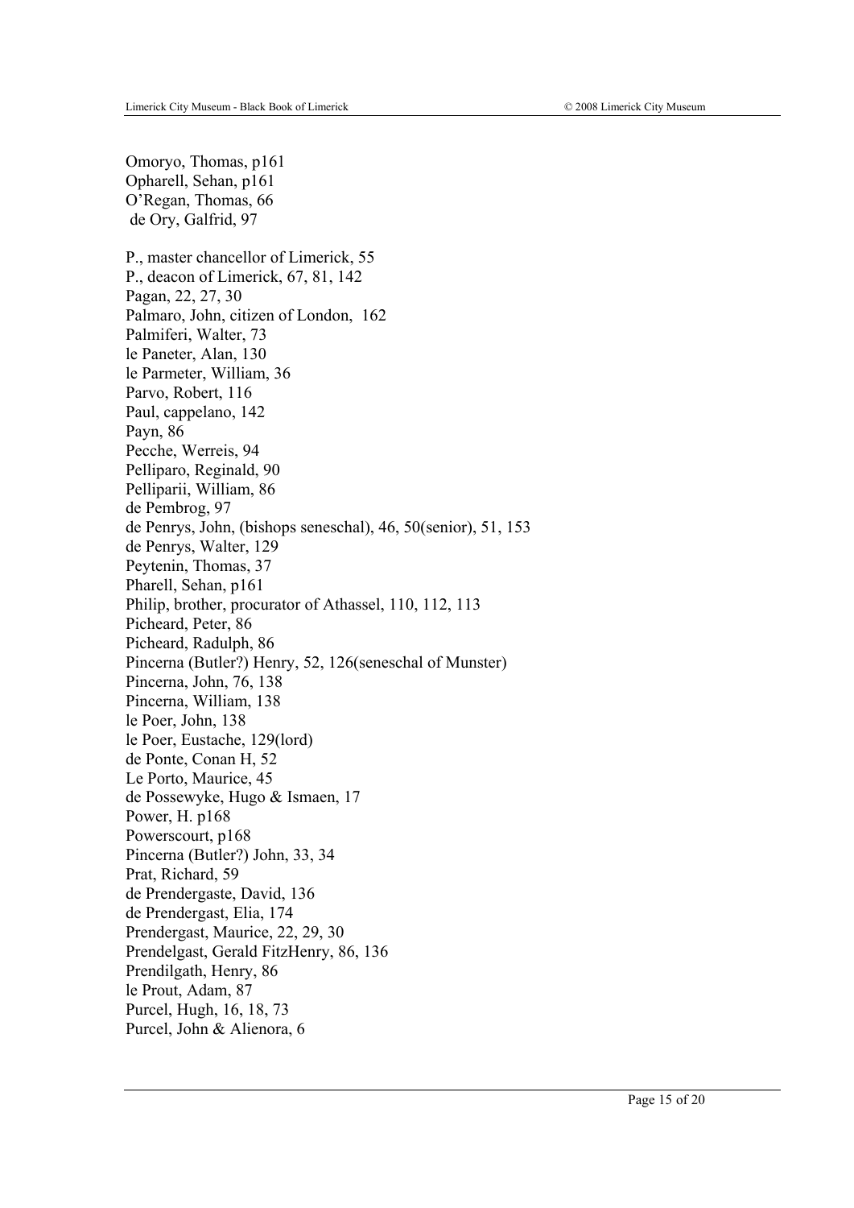Omoryo, Thomas, p161
Opharell, Sehan, p161
O'Regan, Thomas, 66
de Ory, Galfrid, 97

P., master chancellor of Limerick, 55
P., deacon of Limerick, 67, 81, 142
Pagan, 22, 27, 30
Palmaro, John, citizen of London, 162
Palmiferi, Walter, 73
le Paneter, Alan, 130
le Parmeter, William, 36
Parvo, Robert, 116
Paul, cappelano, 142
Payn, 86
Pecche, Werreis, 94
Pelliparo, Reginald, 90
Pelliparii, William, 86
de Pembrog, 97
de Penrys, John, (bishops seneschal), 46, 50(senior), 51, 153
de Penrys, Walter, 129
Peytenin, Thomas, 37
Pharell, Sehan, p161
Philip, brother, procurator of Athassel, 110, 112, 113
Picheard, Peter, 86
Picheard, Radulph, 86
Pincerna (Butler?) Henry, 52, 126(seneschal of Munster)
Pincerna, John, 76, 138
Pincerna, William, 138
le Poer, John, 138
le Poer, Eustache, 129(lord)
de Ponte, Conan H, 52
Le Porto, Maurice, 45
de Possewyke, Hugo & Ismaen, 17
Power, H. p168
Powerscourt, p168
Pincerna (Butler?) John, 33, 34
Prat, Richard, 59
de Prendergaste, David, 136
de Prendergast, Elia, 174
Prendergast, Maurice, 22, 29, 30
Prendelgast, Gerald FitzHenry, 86, 136
Prendilgath, Henry, 86
le Prout, Adam, 87
Purcel, Hugh, 16, 18, 73
Purcel, John & Alienora, 6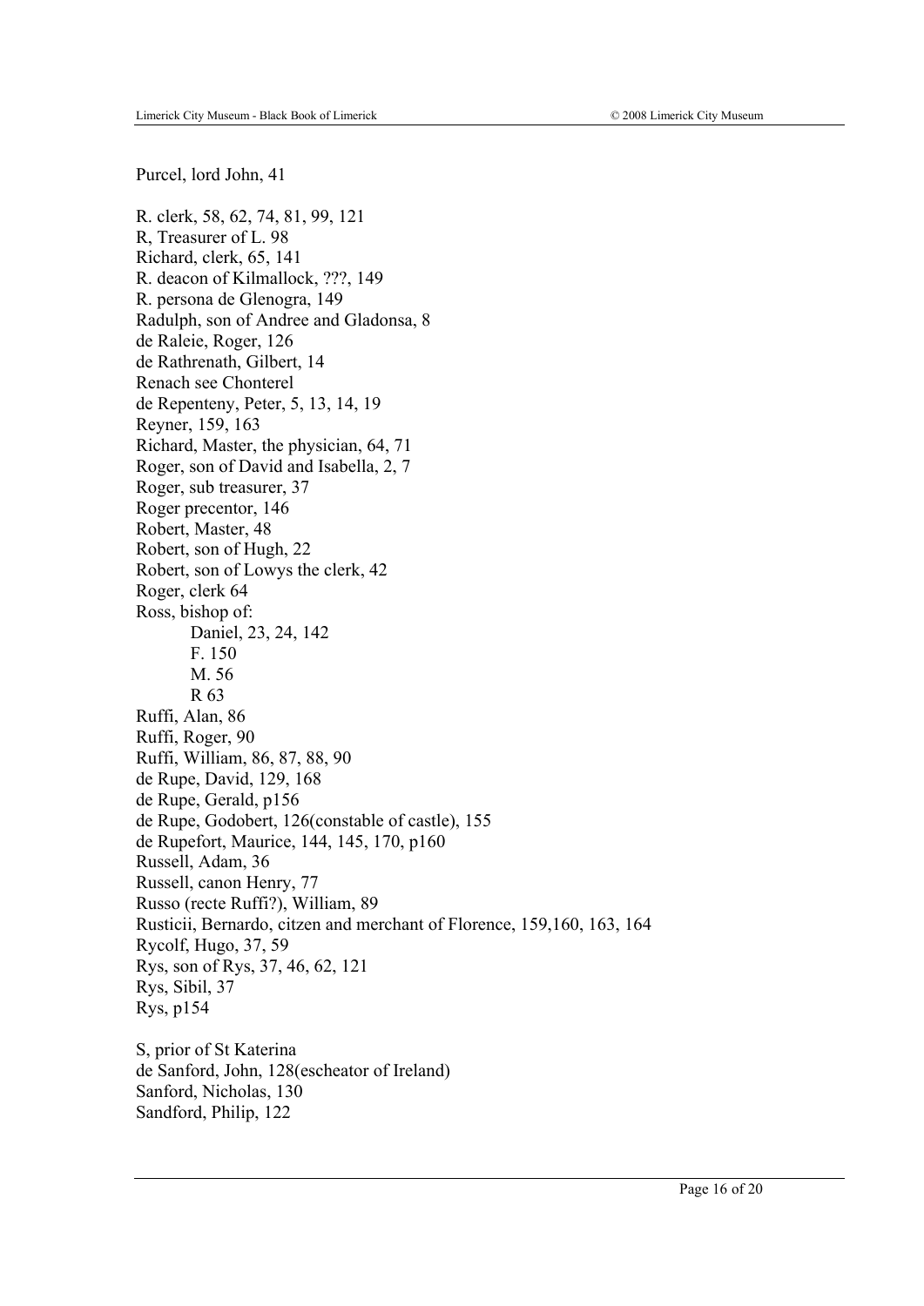Purcel, lord John, 41

R. clerk, 58, 62, 74, 81, 99, 121
R, Treasurer of L. 98
Richard, clerk, 65, 141
R. deacon of Kilmallock, ???, 149
R. persona de Glenogra, 149
Radulph, son of Andree and Gladonsa, 8
de Raleie, Roger, 126
de Rathrenath, Gilbert, 14
Renach see Chonterel
de Repenteny, Peter, 5, 13, 14, 19
Reyner, 159, 163
Richard, Master, the physician, 64, 71
Roger, son of David and Isabella, 2, 7
Roger, sub treasurer, 37
Roger precentor, 146
Robert, Master, 48
Robert, son of Hugh, 22
Robert, son of Lowys the clerk, 42
Roger, clerk 64
Ross, bishop of:
    Daniel, 23, 24, 142
    F. 150
    M. 56
    R 63
Ruffi, Alan, 86
Ruffi, Roger, 90
Ruffi, William, 86, 87, 88, 90
de Rupe, David, 129, 168
de Rupe, Gerald, p156
de Rupe, Godobert, 126(constable of castle), 155
de Rupefort, Maurice, 144, 145, 170, p160
Russell, Adam, 36
Russell, canon Henry, 77
Russo (recte Ruffi?), William, 89
Rusticii, Bernardo, citzen and merchant of Florence, 159,160, 163, 164
Rycolf, Hugo, 37, 59
Rys, son of Rys, 37, 46, 62, 121
Rys, Sibil, 37
Rys, p154

S, prior of St Katerina
de Sanford, John, 128(escheator of Ireland)
Sanford, Nicholas, 130
Sandford, Philip, 122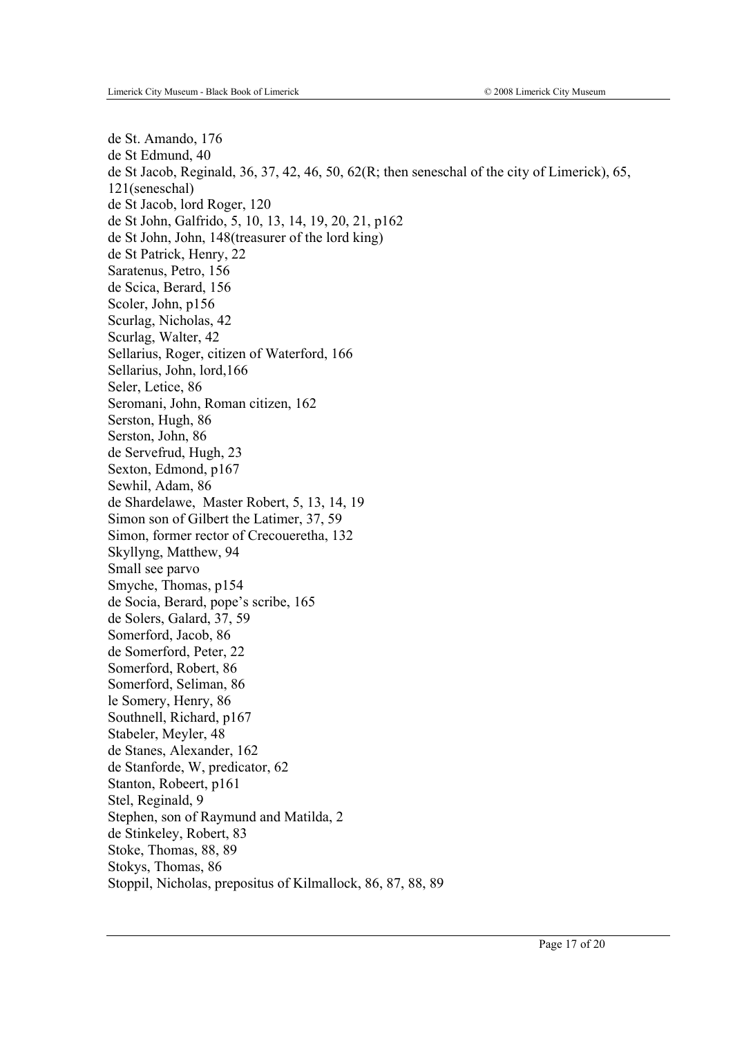de St. Amando, 176
de St Edmund, 40
de St Jacob, Reginald, 36, 37, 42, 46, 50, 62(R; then seneschal of the city of Limerick), 65, 121(seneschal)
de St Jacob, lord Roger, 120
de St John, Galfrido, 5, 10, 13, 14, 19, 20, 21, p162
de St John, John, 148(treasurer of the lord king)
de St Patrick, Henry, 22
Saratenus, Petro, 156
de Scica, Berard, 156
Scoler, John, p156
Scurlag, Nicholas, 42
Scurlag, Walter, 42
Sellarius, Roger, citizen of Waterford, 166
Sellarius, John, lord,166
Seler, Letice, 86
Seromani, John, Roman citizen, 162
Serston, Hugh, 86
Serston, John, 86
de Servefrud, Hugh, 23
Sexton, Edmond, p167
Sewhil, Adam, 86
de Shardelawe, Master Robert, 5, 13, 14, 19
Simon son of Gilbert the Latimer, 37, 59
Simon, former rector of Crecoueretha, 132
Skyllyng, Matthew, 94
Small see parvo
Smyche, Thomas, p154
de Socia, Berard, pope's scribe, 165
de Solers, Galard, 37, 59
Somerford, Jacob, 86
de Somerford, Peter, 22
Somerford, Robert, 86
Somerford, Seliman, 86
le Somery, Henry, 86
Southnell, Richard, p167
Stabeler, Meyler, 48
de Stanes, Alexander, 162
de Stanforde, W, predicator, 62
Stanton, Robeert, p161
Stel, Reginald, 9
Stephen, son of Raymund and Matilda, 2
de Stinkeley, Robert, 83
Stoke, Thomas, 88, 89
Stokys, Thomas, 86
Stoppil, Nicholas, prepositus of Kilmallock, 86, 87, 88, 89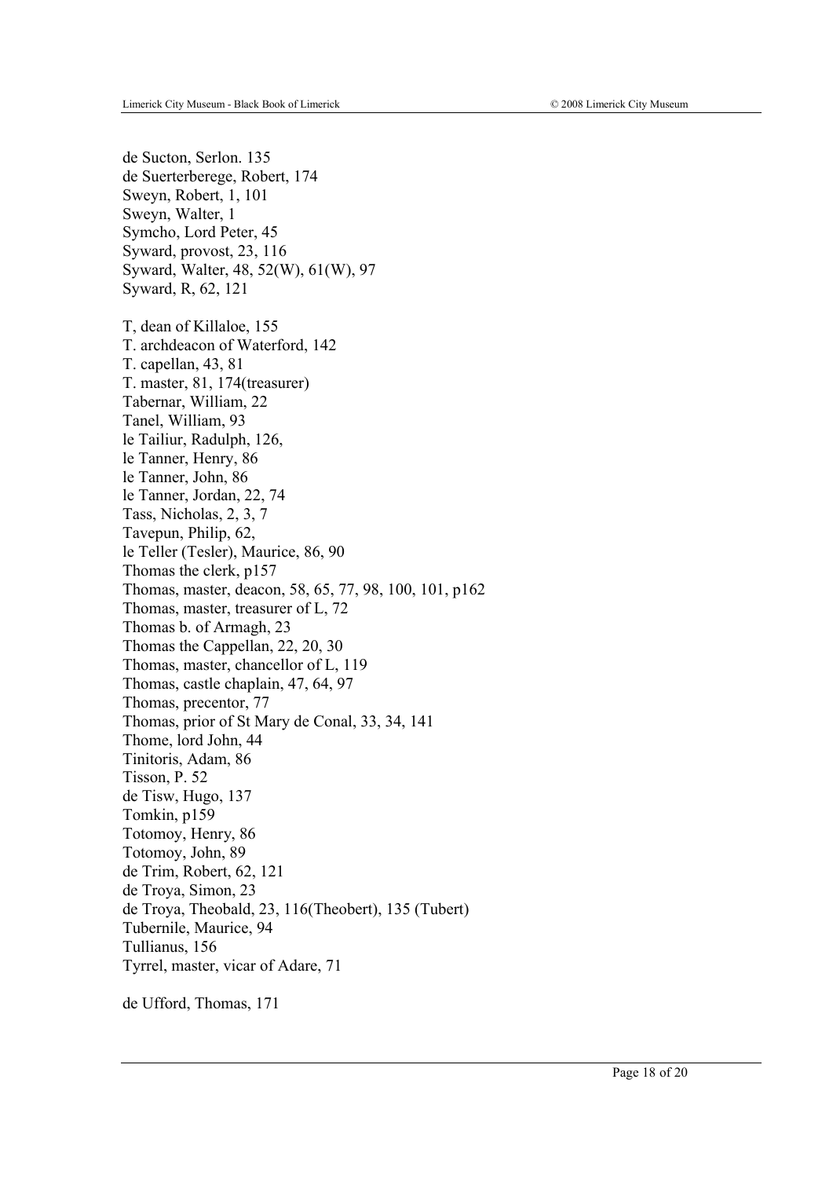de Sucton, Serlon. 135  
de Suerterberege, Robert, 174  
Sweyn, Robert, 1, 101  
Sweyn, Walter, 1  
Symcho, Lord Peter, 45  
Syward, provost, 23, 116  
Syward, Walter, 48, 52(W), 61(W), 97  
Syward, R, 62, 121

T, dean of Killaloe, 155  
T. archdeacon of Waterford, 142  
T. capellan, 43, 81  
T. master, 81, 174(treasurer)  
Tabernar, William, 22  
Tanel, William, 93  
le Tailiur, Radulph, 126,  
le Tanner, Henry, 86  
le Tanner, John, 86  
le Tanner, Jordan, 22, 74  
Tass, Nicholas, 2, 3, 7  
Tavepun, Philip, 62,  
le Teller (Tesler), Maurice, 86, 90  
Thomas the clerk, p157  
Thomas, master, deacon, 58, 65, 77, 98, 100, 101, p162  
Thomas, master, treasurer of L, 72  
Thomas b. of Armagh, 23  
Thomas the Cappellan, 22, 20, 30  
Thomas, master, chancellor of L, 119  
Thomas, castle chaplain, 47, 64, 97  
Thomas, precentor, 77  
Thomas, prior of St Mary de Conal, 33, 34, 141  
Thome, lord John, 44  
Tinitoris, Adam, 86  
Tisson, P. 52  
de Tisw, Hugo, 137  
Tomkin, p159  
Totomoy, Henry, 86  
Totomoy, John, 89  
de Trim, Robert, 62, 121  
de Troya, Simon, 23  
de Troya, Theobald, 23, 116(Theobert), 135 (Tubert)  
Tubernile, Maurice, 94  
Tullianus, 156  
Tyrrel, master, vicar of Adare, 71

de Ufford, Thomas, 171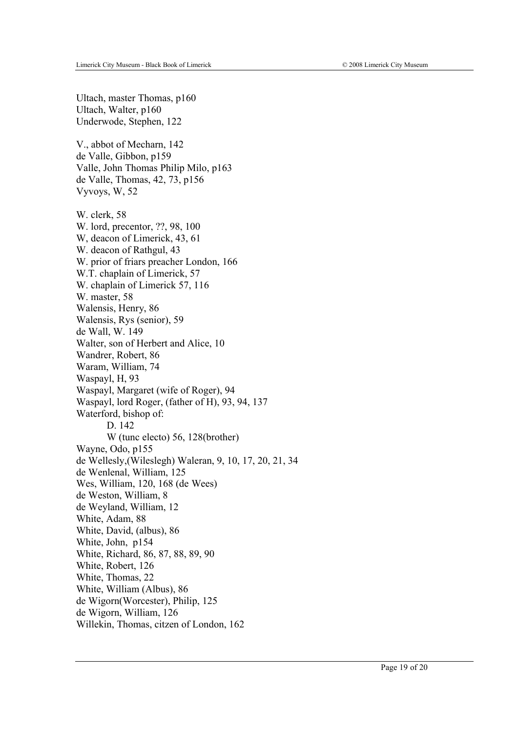Ultach, master Thomas, p160
Ultach, Walter, p160
Underwode, Stephen, 122

V., abbot of Mecharn, 142
de Valle, Gibbon, p159
Valle, John Thomas Philip Milo, p163
de Valle, Thomas, 42, 73, p156
Vyvoys, W, 52

W. clerk, 58
W. lord, precentor, ??, 98, 100
W, deacon of Limerick, 43, 61
W. deacon of Rathgul, 43
W. prior of friars preacher London, 166
W.T. chaplain of Limerick, 57
W. chaplain of Limerick 57, 116
W. master, 58
Walensis, Henry, 86
Walensis, Rys (senior), 59
de Wall, W. 149
Walter, son of Herbert and Alice, 10
Wandrer, Robert, 86
Waram, William, 74
Waspayl, H, 93
Waspayl, Margaret (wife of Roger), 94
Waspayl, lord Roger, (father of H), 93, 94, 137
Waterford, bishop of:
    D. 142
    W (tunc electo) 56, 128(brother)
Wayne, Odo, p155
de Wellesly,(Wileslegh) Waleran, 9, 10, 17, 20, 21, 34
de Wenlenal, William, 125
Wes, William, 120, 168 (de Wees)
de Weston, William, 8
de Weyland, William, 12
White, Adam, 88
White, David, (albus), 86
White, John, p154
White, Richard, 86, 87, 88, 89, 90
White, Robert, 126
White, Thomas, 22
White, William (Albus), 86
de Wigorn(Worcester), Philip, 125
de Wigorn, William, 126
Willekin, Thomas, citzen of London, 162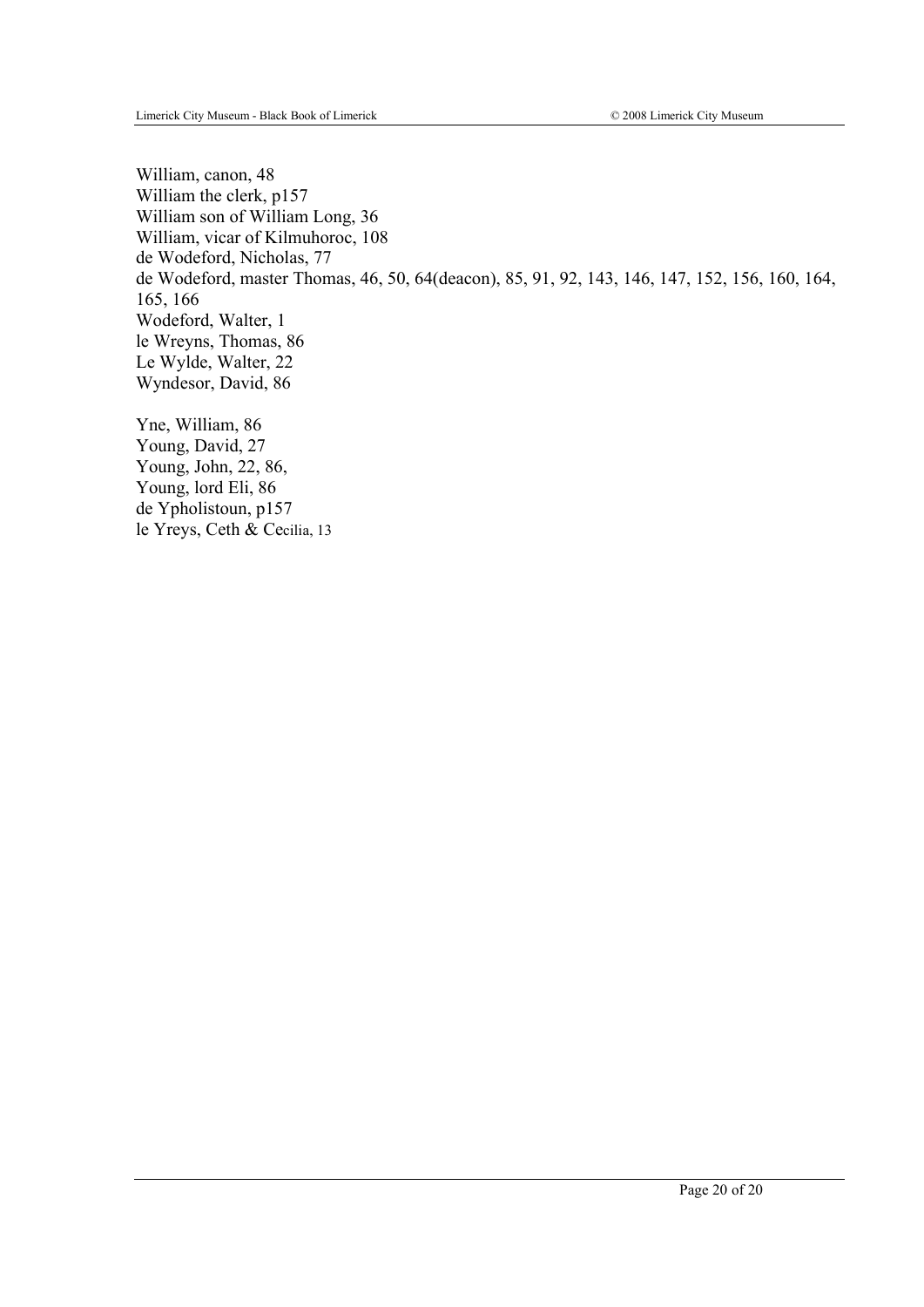William, canon, 48
William the clerk, p157
William son of William Long, 36
William, vicar of Kilmuhoroc, 108
de Wodeford, Nicholas, 77
de Wodeford, master Thomas, 46, 50, 64(deacon), 85, 91, 92, 143, 146, 147, 152, 156, 160, 164, 165, 166
Wodeford, Walter, 1
le Wreyns, Thomas, 86
Le Wylde, Walter, 22
Wyndesor, David, 86

Yne, William, 86
Young, David, 27
Young, John, 22, 86,
Young, lord Eli, 86
de Ypholistoun, p157
le Yreys, Ceth & Cecilia, 13